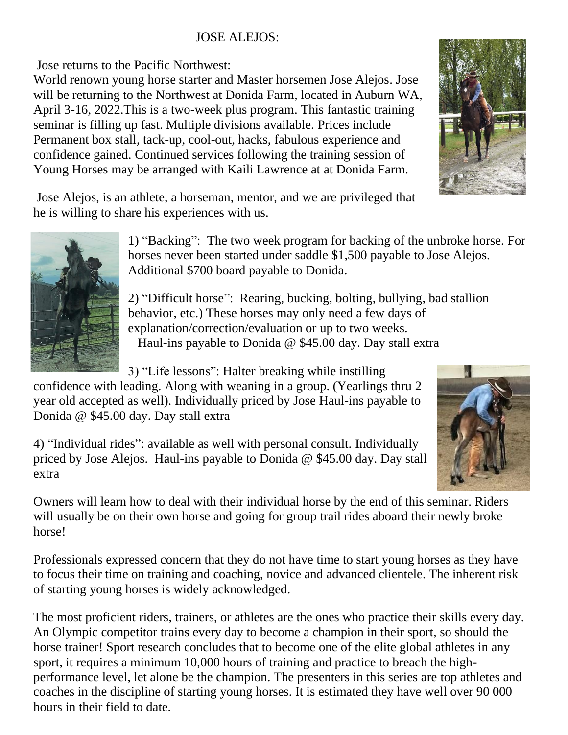# JOSE ALEJOS:

Jose returns to the Pacific Northwest:

World renown young horse starter and Master horsemen Jose Alejos. Jose will be returning to the Northwest at Donida Farm, located in Auburn WA, April 3-16, 2022.This is a two-week plus program. This fantastic training seminar is filling up fast. Multiple divisions available. Prices include Permanent box stall, tack-up, cool-out, hacks, fabulous experience and confidence gained. Continued services following the training session of Young Horses may be arranged with Kaili Lawrence at at Donida Farm.

Jose Alejos, is an athlete, a horseman, mentor, and we are privileged that he is willing to share his experiences with us.

1) "Backing": The two week program for backing of the unbroke horse. For horses never been started under saddle $1,500 payable to Jose Alejos. Additional $700 board payable to Donida.

2) "Difficult horse": Rearing, bucking, bolting, bullying, bad stallion behavior, etc.) These horses may only need a few days of explanation/correction/evaluation or up to two weeks.
Haul-ins payable to Donida @ $45.00 day. Day stall extra

3) "Life lessons": Halter breaking while instilling confidence with leading. Along with weaning in a group. (Yearlings thru 2 year old accepted as well). Individually priced by Jose Haul-ins payable to Donida @ $45.00 day. Day stall extra

4) "Individual rides": available as well with personal consult. Individually priced by Jose Alejos. Haul-ins payable to Donida @ $45.00 day. Day stall extra

Owners will learn how to deal with their individual horse by the end of this seminar. Riders will usually be on their own horse and going for group trail rides aboard their newly broke horse!

Professionals expressed concern that they do not have time to start young horses as they have to focus their time on training and coaching, novice and advanced clientele. The inherent risk of starting young horses is widely acknowledged.

The most proficient riders, trainers, or athletes are the ones who practice their skills every day. An Olympic competitor trains every day to become a champion in their sport, so should the horse trainer! Sport research concludes that to become one of the elite global athletes in any sport, it requires a minimum 10,000 hours of training and practice to breach the high-performance level, let alone be the champion. The presenters in this series are top athletes and coaches in the discipline of starting young horses. It is estimated they have well over 90 000 hours in their field to date.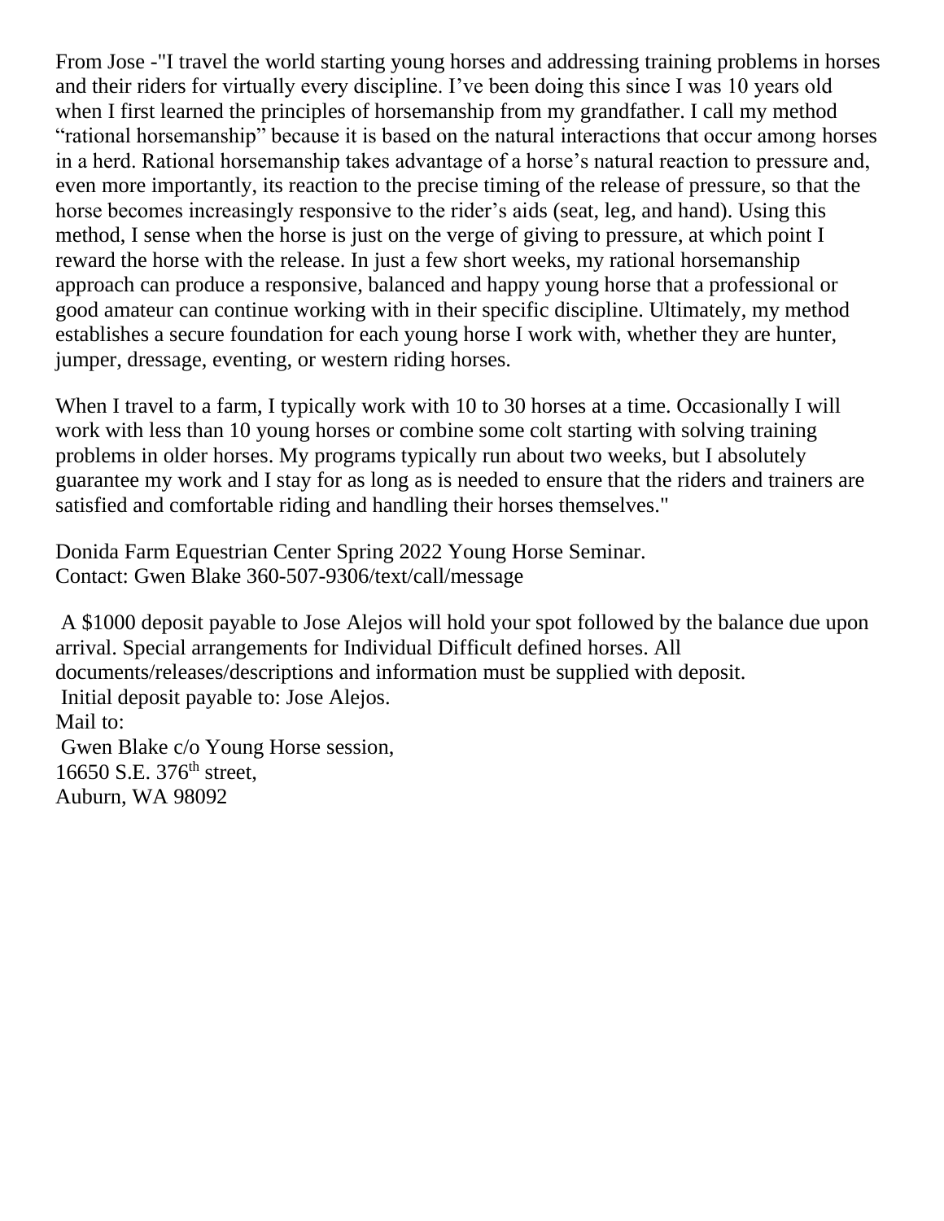From Jose -"I travel the world starting young horses and addressing training problems in horses and their riders for virtually every discipline. I've been doing this since I was 10 years old when I first learned the principles of horsemanship from my grandfather. I call my method "rational horsemanship" because it is based on the natural interactions that occur among horses in a herd. Rational horsemanship takes advantage of a horse's natural reaction to pressure and, even more importantly, its reaction to the precise timing of the release of pressure, so that the horse becomes increasingly responsive to the rider's aids (seat, leg, and hand). Using this method, I sense when the horse is just on the verge of giving to pressure, at which point I reward the horse with the release. In just a few short weeks, my rational horsemanship approach can produce a responsive, balanced and happy young horse that a professional or good amateur can continue working with in their specific discipline. Ultimately, my method establishes a secure foundation for each young horse I work with, whether they are hunter, jumper, dressage, eventing, or western riding horses.

When I travel to a farm, I typically work with 10 to 30 horses at a time. Occasionally I will work with less than 10 young horses or combine some colt starting with solving training problems in older horses. My programs typically run about two weeks, but I absolutely guarantee my work and I stay for as long as is needed to ensure that the riders and trainers are satisfied and comfortable riding and handling their horses themselves."

Donida Farm Equestrian Center Spring 2022 Young Horse Seminar.
Contact: Gwen Blake 360-507-9306/text/call/message

A $1000 deposit payable to Jose Alejos will hold your spot followed by the balance due upon arrival. Special arrangements for Individual Difficult defined horses. All documents/releases/descriptions and information must be supplied with deposit.
Initial deposit payable to: Jose Alejos.
Mail to:
Gwen Blake c/o Young Horse session,
16650 S.E. 376th street,
Auburn, WA 98092